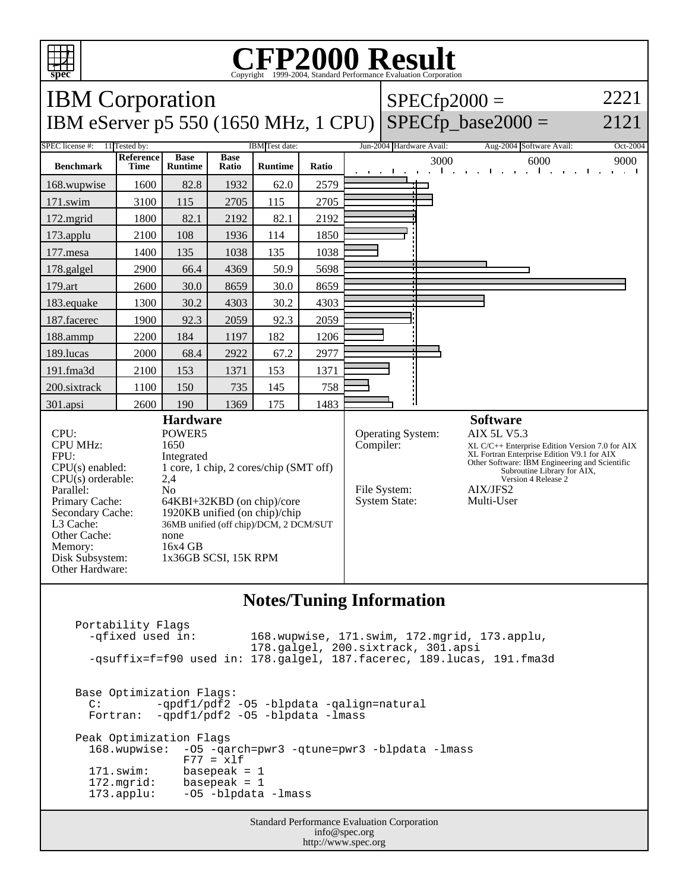# CFP2000 Result

Copyright 1999-2004, Standard Performance Evaluation Corporation

## IBM Corporation

IBM eServer p5 550 (1650 MHz, 1 CPU)

SPECfp2000 = 2221

SPECfp_base2000 = 2121

SPEC license #: 11 | Tested by: IBM | Test date: Jun-2004 | Hardware Avail: Aug-2004 | Software Avail: Oct-2004

| Benchmark | Reference Time | Base Runtime | Base Ratio | Runtime | Ratio |
|---|---|---|---|---|---|
| 168.wupwise | 1600 | 82.8 | 1932 | 62.0 | 2579 |
| 171.swim | 3100 | 115 | 2705 | 115 | 2705 |
| 172.mgrid | 1800 | 82.1 | 2192 | 82.1 | 2192 |
| 173.applu | 2100 | 108 | 1936 | 114 | 1850 |
| 177.mesa | 1400 | 135 | 1038 | 135 | 1038 |
| 178.galgel | 2900 | 66.4 | 4369 | 50.9 | 5698 |
| 179.art | 2600 | 30.0 | 8659 | 30.0 | 8659 |
| 183.equake | 1300 | 30.2 | 4303 | 30.2 | 4303 |
| 187.facerec | 1900 | 92.3 | 2059 | 92.3 | 2059 |
| 188.ammp | 2200 | 184 | 1197 | 182 | 1206 |
| 189.lucas | 2000 | 68.4 | 2922 | 67.2 | 2977 |
| 191.fma3d | 2100 | 153 | 1371 | 153 | 1371 |
| 200.sixtrack | 1100 | 150 | 735 | 145 | 758 |
| 301.apsi | 2600 | 190 | 1369 | 175 | 1483 |

### Hardware

| | |
|---|---|
| CPU: | POWER5 |
| CPU MHz: | 1650 |
| FPU: | Integrated |
| CPU(s) enabled: | 1 core, 1 chip, 2 cores/chip (SMT off) |
| CPU(s) orderable: | 2,4 |
| Parallel: | No |
| Primary Cache: | 64KBI+32KBD (on chip)/core |
| Secondary Cache: | 1920KB unified (on chip)/chip |
| L3 Cache: | 36MB unified (off chip)/DCM, 2 DCM/SUT |
| Other Cache: | none |
| Memory: | 16x4 GB |
| Disk Subsystem: | 1x36GB SCSI, 15K RPM |
| Other Hardware: | |

### Software

| | |
|---|---|
| Operating System: | AIX 5L V5.3 |
| Compiler: | XL C/C++ Enterprise Edition Version 7.0 for AIX<br>XL Fortran Enterprise Edition V9.1 for AIX<br>Other Software: IBM Engineering and Scientific Subroutine Library for AIX, Version 4 Release 2 |
| File System: | AIX/JFS2 |
| System State: | Multi-User |

## Notes/Tuning Information

```
Portability Flags
  -qfixed used in:        168.wupwise, 171.swim, 172.mgrid, 173.applu,
                          178.galgel, 200.sixtrack, 301.apsi
  -qsuffix=f=f90 used in: 178.galgel, 187.facerec, 189.lucas, 191.fma3d


Base Optimization Flags:
  C:        -qpdf1/pdf2 -O5 -blpdata -qalign=natural
  Fortran:  -qpdf1/pdf2 -O5 -blpdata -lmass

Peak Optimization Flags
  168.wupwise:  -O5 -qarch=pwr3 -qtune=pwr3 -blpdata -lmass
                F77 = xlf
  171.swim:     basepeak = 1
  172.mgrid:    basepeak = 1
  173.applu:    -O5 -blpdata -lmass
```

Standard Performance Evaluation Corporation
info@spec.org
http://www.spec.org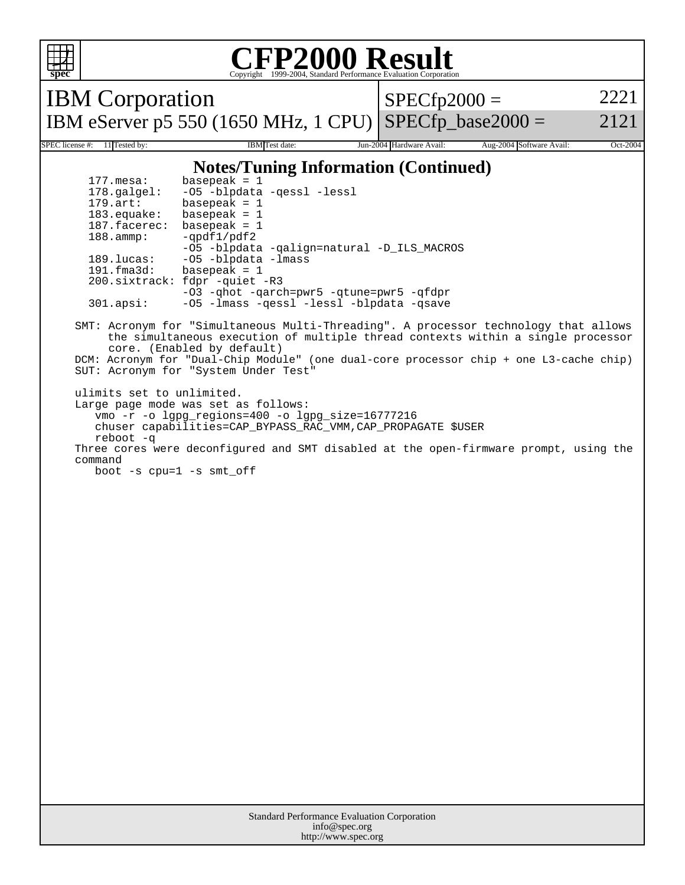# CFP2000 Result

Copyright 1999-2004, Standard Performance Evaluation Corporation

## IBM Corporation

IBM eServer p5 550 (1650 MHz, 1 CPU)

SPECfp2000 = 2221

SPECfp_base2000 = 2121

| SPEC license #: | 11 | Tested by: | IBM | Test date: | Jun-2004 | Hardware Avail: | Aug-2004 | Software Avail: | Oct-2004 |
|---|---|---|---|---|---|---|---|---|---|

### Notes/Tuning Information (Continued)

```
  177.mesa:     basepeak = 1
  178.galgel:   -O5 -blpdata -qessl -lessl
  179.art:      basepeak = 1
  183.equake:   basepeak = 1
  187.facerec:  basepeak = 1
  188.ammp:     -qpdf1/pdf2
                -O5 -blpdata -qalign=natural -D_ILS_MACROS
  189.lucas:    -O5 -blpdata -lmass
  191.fma3d:    basepeak = 1
  200.sixtrack: fdpr -quiet -R3
                -O3 -qhot -qarch=pwr5 -qtune=pwr5 -qfdpr
  301.apsi:     -O5 -lmass -qessl -lessl -blpdata -qsave

SMT: Acronym for "Simultaneous Multi-Threading". A processor technology that allows
     the simultaneous execution of multiple thread contexts within a single processor
     core. (Enabled by default)
DCM: Acronym for "Dual-Chip Module" (one dual-core processor chip + one L3-cache chip)
SUT: Acronym for "System Under Test"

ulimits set to unlimited.
Large page mode was set as follows:
   vmo -r -o lgpg_regions=400 -o lgpg_size=16777216
   chuser capabilities=CAP_BYPASS_RAC_VMM,CAP_PROPAGATE $USER
   reboot -q
Three cores were deconfigured and SMT disabled at the open-firmware prompt, using the
command
   boot -s cpu=1 -s smt_off
```

Standard Performance Evaluation Corporation
info@spec.org
http://www.spec.org